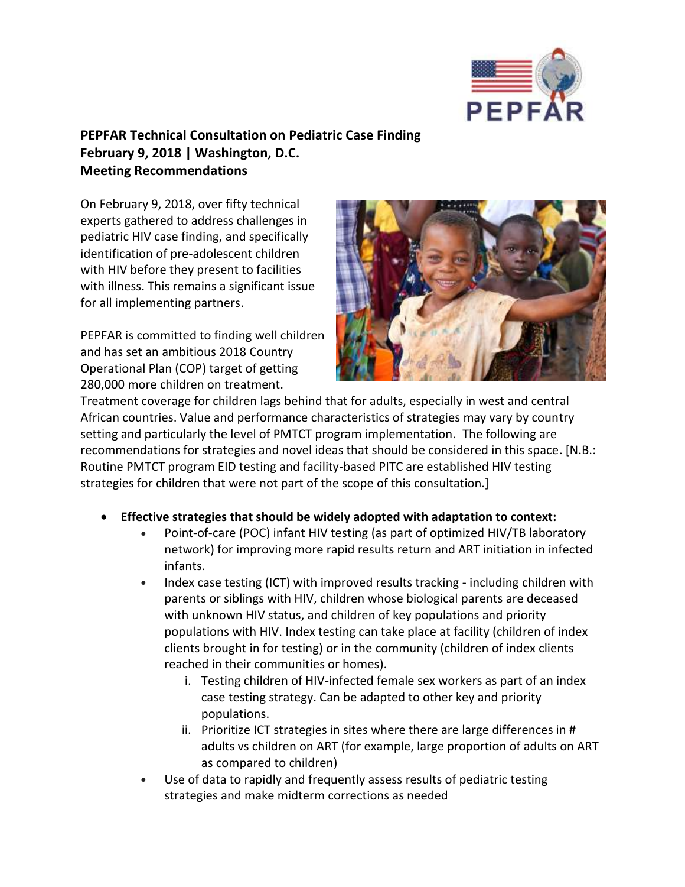**PEPFAR Technical Consultation on Pediatric Case Finding**
**February 9, 2018 | Washington, D.C.**
**Meeting Recommendations**

On February 9, 2018, over fifty technical experts gathered to address challenges in pediatric HIV case finding, and specifically identification of pre-adolescent children with HIV before they present to facilities with illness. This remains a significant issue for all implementing partners.

PEPFAR is committed to finding well children and has set an ambitious 2018 Country Operational Plan (COP) target of getting 280,000 more children on treatment. Treatment coverage for children lags behind that for adults, especially in west and central African countries. Value and performance characteristics of strategies may vary by country setting and particularly the level of PMTCT program implementation. The following are recommendations for strategies and novel ideas that should be considered in this space. [N.B.: Routine PMTCT program EID testing and facility-based PITC are established HIV testing strategies for children that were not part of the scope of this consultation.]

- **Effective strategies that should be widely adopted with adaptation to context:**
  - Point-of-care (POC) infant HIV testing (as part of optimized HIV/TB laboratory network) for improving more rapid results return and ART initiation in infected infants.
  - Index case testing (ICT) with improved results tracking - including children with parents or siblings with HIV, children whose biological parents are deceased with unknown HIV status, and children of key populations and priority populations with HIV. Index testing can take place at facility (children of index clients brought in for testing) or in the community (children of index clients reached in their communities or homes).
    1. Testing children of HIV-infected female sex workers as part of an index case testing strategy. Can be adapted to other key and priority populations.
    2. Prioritize ICT strategies in sites where there are large differences in # adults vs children on ART (for example, large proportion of adults on ART as compared to children)
  - Use of data to rapidly and frequently assess results of pediatric testing strategies and make midterm corrections as needed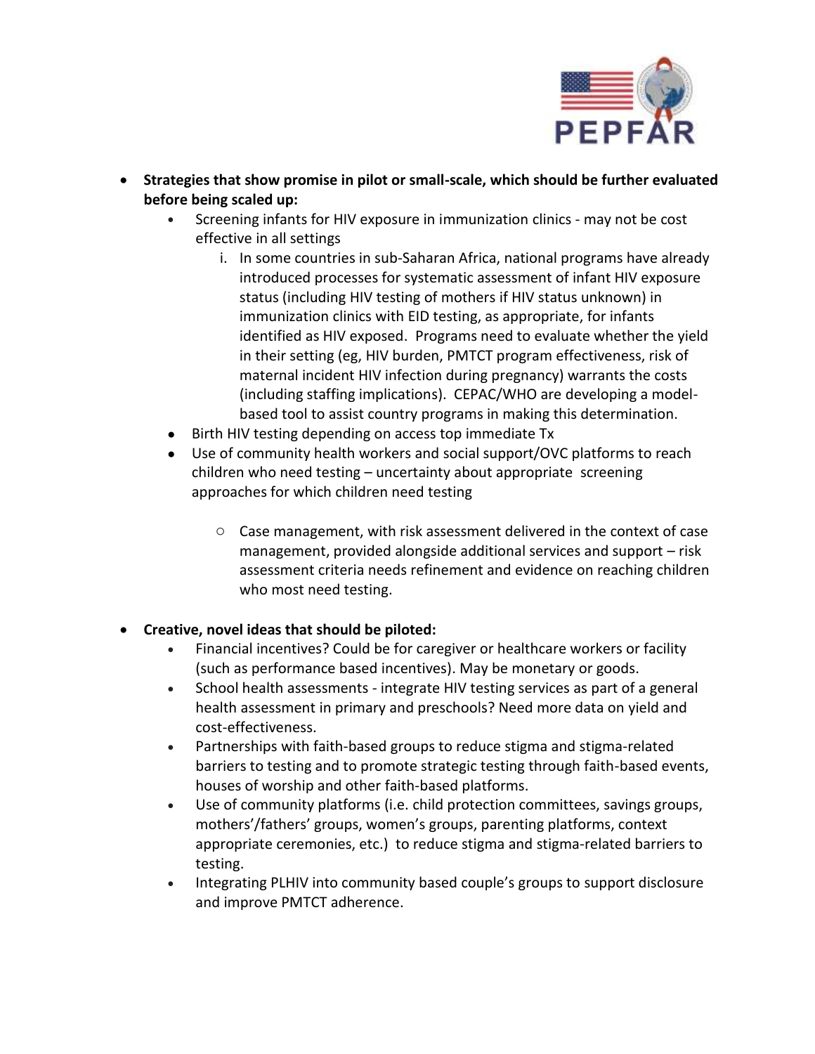- **Strategies that show promise in pilot or small-scale, which should be further evaluated before being scaled up:**
  - Screening infants for HIV exposure in immunization clinics - may not be cost effective in all settings
    1. In some countries in sub-Saharan Africa, national programs have already introduced processes for systematic assessment of infant HIV exposure status (including HIV testing of mothers if HIV status unknown) in immunization clinics with EID testing, as appropriate, for infants identified as HIV exposed. Programs need to evaluate whether the yield in their setting (eg, HIV burden, PMTCT program effectiveness, risk of maternal incident HIV infection during pregnancy) warrants the costs (including staffing implications). CEPAC/WHO are developing a model-based tool to assist country programs in making this determination.
  - Birth HIV testing depending on access top immediate Tx
  - Use of community health workers and social support/OVC platforms to reach children who need testing – uncertainty about appropriate screening approaches for which children need testing
    - Case management, with risk assessment delivered in the context of case management, provided alongside additional services and support – risk assessment criteria needs refinement and evidence on reaching children who most need testing.

- **Creative, novel ideas that should be piloted:**
  - Financial incentives? Could be for caregiver or healthcare workers or facility (such as performance based incentives). May be monetary or goods.
  - School health assessments - integrate HIV testing services as part of a general health assessment in primary and preschools? Need more data on yield and cost-effectiveness.
  - Partnerships with faith-based groups to reduce stigma and stigma-related barriers to testing and to promote strategic testing through faith-based events, houses of worship and other faith-based platforms.
  - Use of community platforms (i.e. child protection committees, savings groups, mothers'/fathers' groups, women's groups, parenting platforms, context appropriate ceremonies, etc.) to reduce stigma and stigma-related barriers to testing.
  - Integrating PLHIV into community based couple's groups to support disclosure and improve PMTCT adherence.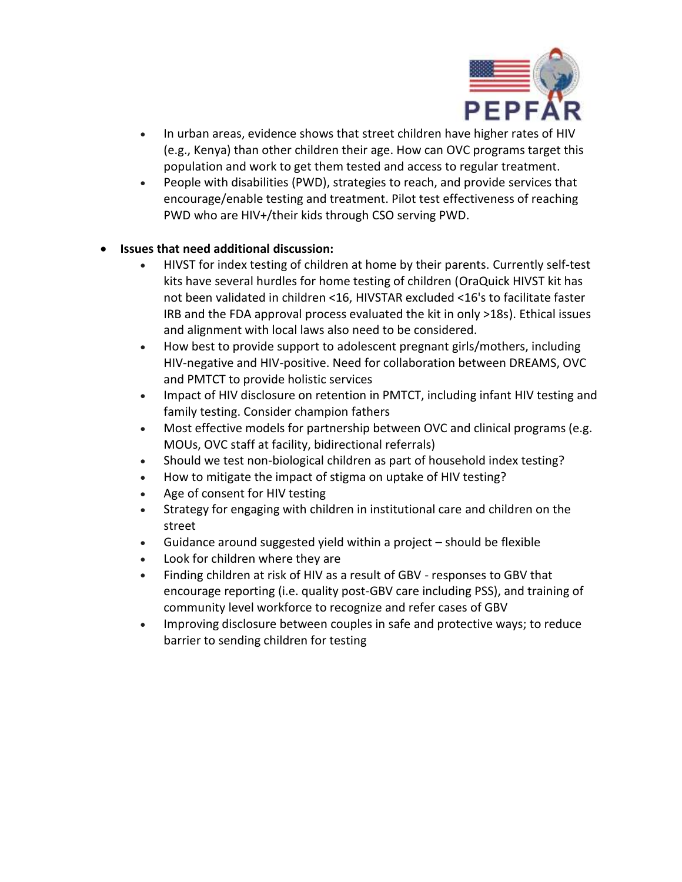- In urban areas, evidence shows that street children have higher rates of HIV (e.g., Kenya) than other children their age. How can OVC programs target this population and work to get them tested and access to regular treatment.
- People with disabilities (PWD), strategies to reach, and provide services that encourage/enable testing and treatment. Pilot test effectiveness of reaching PWD who are HIV+/their kids through CSO serving PWD.

- **Issues that need additional discussion:**
  - HIVST for index testing of children at home by their parents. Currently self-test kits have several hurdles for home testing of children (OraQuick HIVST kit has not been validated in children <16, HIVSTAR excluded <16's to facilitate faster IRB and the FDA approval process evaluated the kit in only >18s). Ethical issues and alignment with local laws also need to be considered.
  - How best to provide support to adolescent pregnant girls/mothers, including HIV-negative and HIV-positive. Need for collaboration between DREAMS, OVC and PMTCT to provide holistic services
  - Impact of HIV disclosure on retention in PMTCT, including infant HIV testing and family testing. Consider champion fathers
  - Most effective models for partnership between OVC and clinical programs (e.g. MOUs, OVC staff at facility, bidirectional referrals)
  - Should we test non-biological children as part of household index testing?
  - How to mitigate the impact of stigma on uptake of HIV testing?
  - Age of consent for HIV testing
  - Strategy for engaging with children in institutional care and children on the street
  - Guidance around suggested yield within a project – should be flexible
  - Look for children where they are
  - Finding children at risk of HIV as a result of GBV - responses to GBV that encourage reporting (i.e. quality post-GBV care including PSS), and training of community level workforce to recognize and refer cases of GBV
  - Improving disclosure between couples in safe and protective ways; to reduce barrier to sending children for testing